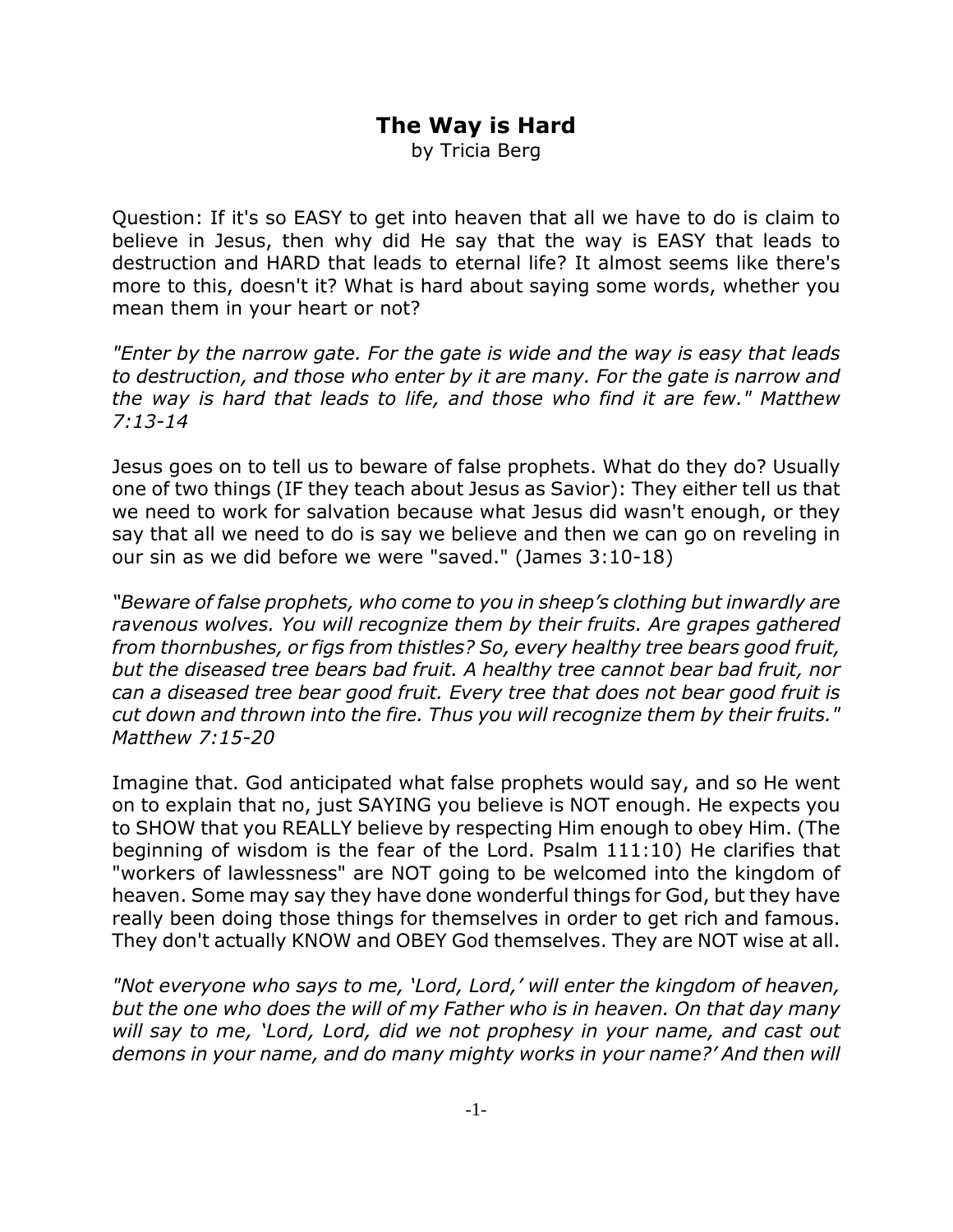# The Way is Hard

by Tricia Berg

Question: If it's so EASY to get into heaven that all we have to do is claim to believe in Jesus, then why did He say that the way is EASY that leads to destruction and HARD that leads to eternal life? It almost seems like there's more to this, doesn't it? What is hard about saying some words, whether you mean them in your heart or not?

*"Enter by the narrow gate. For the gate is wide and the way is easy that leads to destruction, and those who enter by it are many. For the gate is narrow and the way is hard that leads to life, and those who find it are few." Matthew 7:13-14*

Jesus goes on to tell us to beware of false prophets. What do they do? Usually one of two things (IF they teach about Jesus as Savior): They either tell us that we need to work for salvation because what Jesus did wasn't enough, or they say that all we need to do is say we believe and then we can go on reveling in our sin as we did before we were "saved." (James 3:10-18)

*"Beware of false prophets, who come to you in sheep's clothing but inwardly are ravenous wolves. You will recognize them by their fruits. Are grapes gathered from thornbushes, or figs from thistles? So, every healthy tree bears good fruit, but the diseased tree bears bad fruit. A healthy tree cannot bear bad fruit, nor can a diseased tree bear good fruit. Every tree that does not bear good fruit is cut down and thrown into the fire. Thus you will recognize them by their fruits." Matthew 7:15-20*

Imagine that. God anticipated what false prophets would say, and so He went on to explain that no, just SAYING you believe is NOT enough. He expects you to SHOW that you REALLY believe by respecting Him enough to obey Him. (The beginning of wisdom is the fear of the Lord. Psalm 111:10) He clarifies that "workers of lawlessness" are NOT going to be welcomed into the kingdom of heaven. Some may say they have done wonderful things for God, but they have really been doing those things for themselves in order to get rich and famous. They don't actually KNOW and OBEY God themselves. They are NOT wise at all.

*"Not everyone who says to me, 'Lord, Lord,' will enter the kingdom of heaven, but the one who does the will of my Father who is in heaven. On that day many will say to me, 'Lord, Lord, did we not prophesy in your name, and cast out demons in your name, and do many mighty works in your name?' And then will*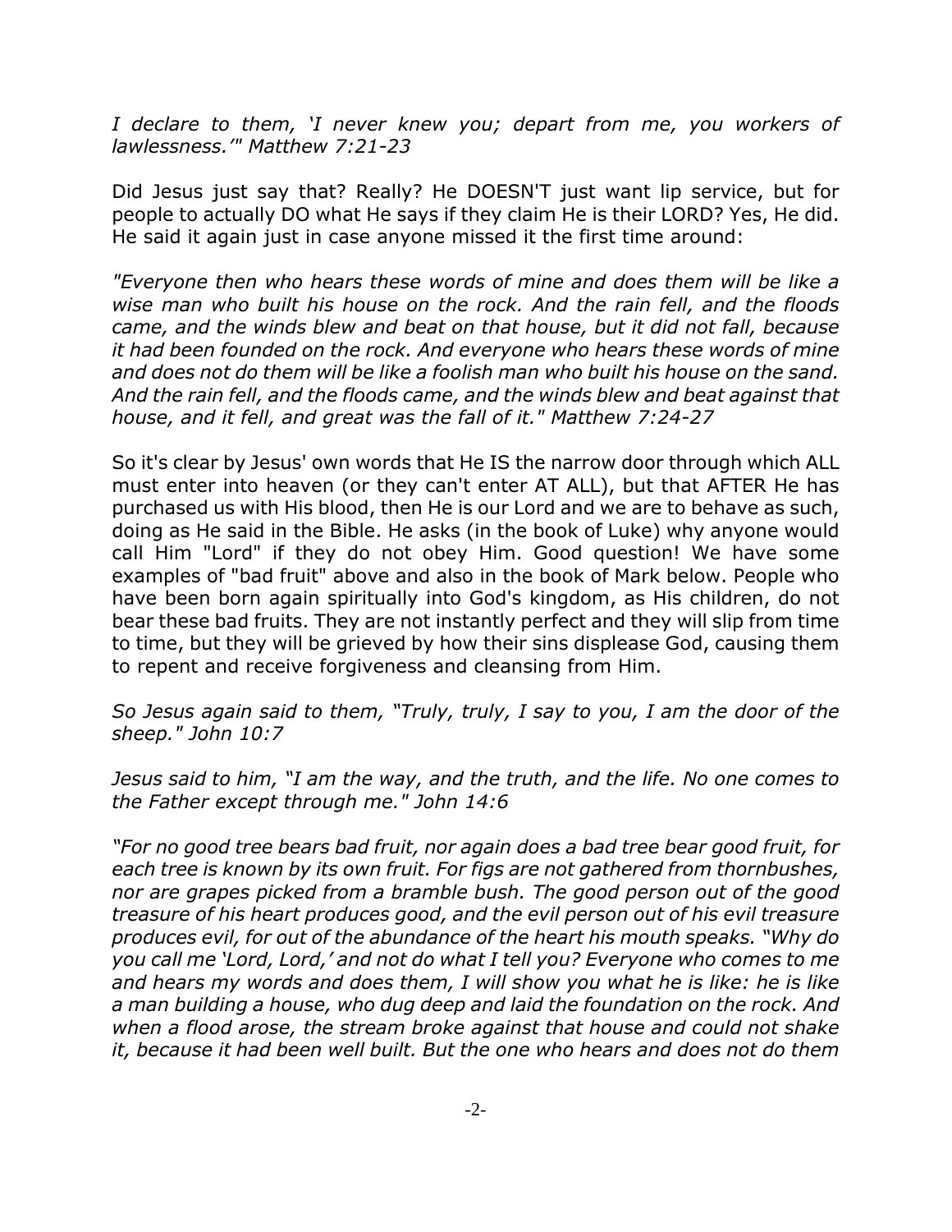*I declare to them, 'I never knew you; depart from me, you workers of lawlessness.'" Matthew 7:21-23*

Did Jesus just say that? Really? He DOESN'T just want lip service, but for people to actually DO what He says if they claim He is their LORD? Yes, He did. He said it again just in case anyone missed it the first time around:

*"Everyone then who hears these words of mine and does them will be like a wise man who built his house on the rock. And the rain fell, and the floods came, and the winds blew and beat on that house, but it did not fall, because it had been founded on the rock. And everyone who hears these words of mine and does not do them will be like a foolish man who built his house on the sand. And the rain fell, and the floods came, and the winds blew and beat against that house, and it fell, and great was the fall of it." Matthew 7:24-27*

So it's clear by Jesus' own words that He IS the narrow door through which ALL must enter into heaven (or they can't enter AT ALL), but that AFTER He has purchased us with His blood, then He is our Lord and we are to behave as such, doing as He said in the Bible. He asks (in the book of Luke) why anyone would call Him "Lord" if they do not obey Him. Good question! We have some examples of "bad fruit" above and also in the book of Mark below. People who have been born again spiritually into God's kingdom, as His children, do not bear these bad fruits. They are not instantly perfect and they will slip from time to time, but they will be grieved by how their sins displease God, causing them to repent and receive forgiveness and cleansing from Him.

*So Jesus again said to them, "Truly, truly, I say to you, I am the door of the sheep." John 10:7*

*Jesus said to him, "I am the way, and the truth, and the life. No one comes to the Father except through me." John 14:6*

*"For no good tree bears bad fruit, nor again does a bad tree bear good fruit, for each tree is known by its own fruit. For figs are not gathered from thornbushes, nor are grapes picked from a bramble bush. The good person out of the good treasure of his heart produces good, and the evil person out of his evil treasure produces evil, for out of the abundance of the heart his mouth speaks. "Why do you call me 'Lord, Lord,' and not do what I tell you? Everyone who comes to me and hears my words and does them, I will show you what he is like: he is like a man building a house, who dug deep and laid the foundation on the rock. And when a flood arose, the stream broke against that house and could not shake it, because it had been well built. But the one who hears and does not do them*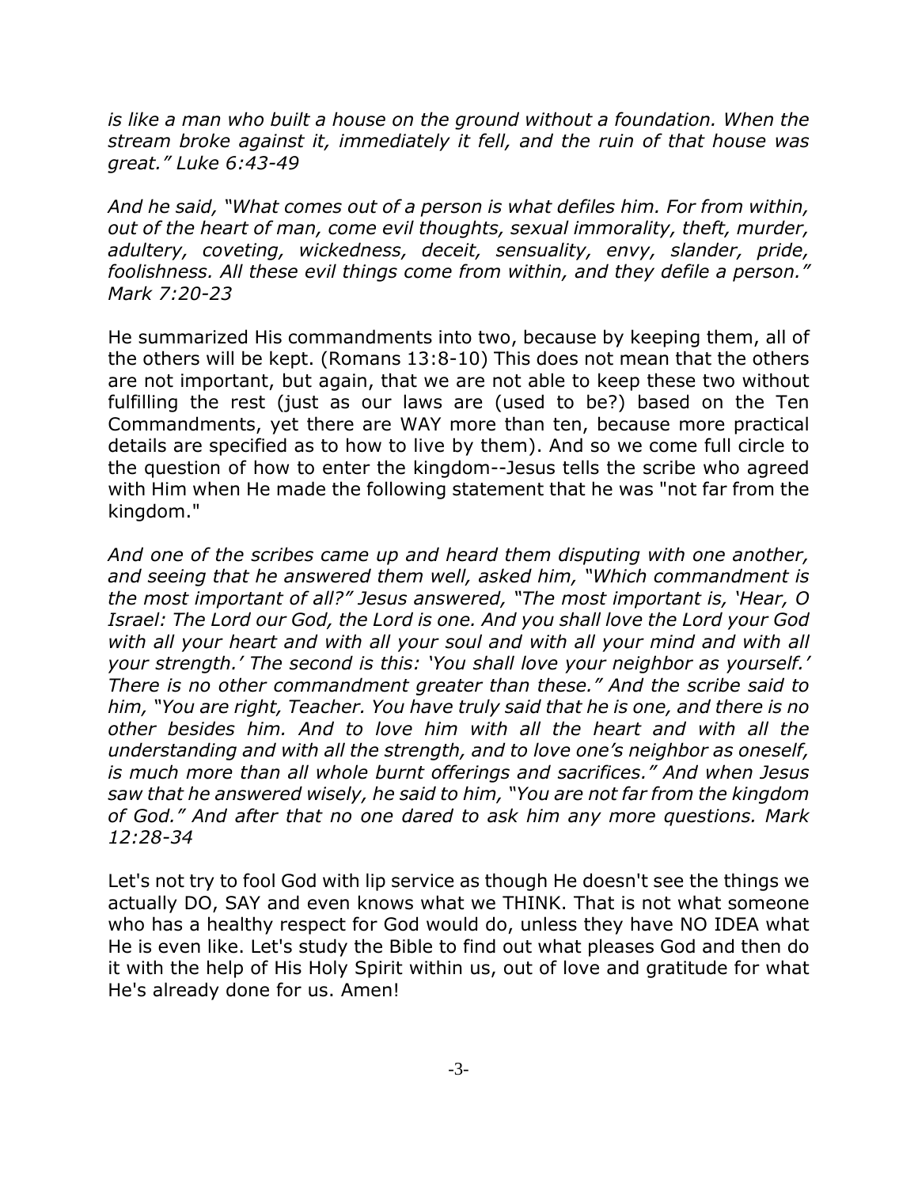*is like a man who built a house on the ground without a foundation. When the stream broke against it, immediately it fell, and the ruin of that house was great." Luke 6:43-49*

*And he said, "What comes out of a person is what defiles him. For from within, out of the heart of man, come evil thoughts, sexual immorality, theft, murder, adultery, coveting, wickedness, deceit, sensuality, envy, slander, pride, foolishness. All these evil things come from within, and they defile a person." Mark 7:20-23*

He summarized His commandments into two, because by keeping them, all of the others will be kept. (Romans 13:8-10) This does not mean that the others are not important, but again, that we are not able to keep these two without fulfilling the rest (just as our laws are (used to be?) based on the Ten Commandments, yet there are WAY more than ten, because more practical details are specified as to how to live by them). And so we come full circle to the question of how to enter the kingdom--Jesus tells the scribe who agreed with Him when He made the following statement that he was "not far from the kingdom."

*And one of the scribes came up and heard them disputing with one another, and seeing that he answered them well, asked him, "Which commandment is the most important of all?" Jesus answered, "The most important is, 'Hear, O Israel: The Lord our God, the Lord is one. And you shall love the Lord your God with all your heart and with all your soul and with all your mind and with all your strength.' The second is this: 'You shall love your neighbor as yourself.' There is no other commandment greater than these." And the scribe said to him, "You are right, Teacher. You have truly said that he is one, and there is no other besides him. And to love him with all the heart and with all the understanding and with all the strength, and to love one's neighbor as oneself, is much more than all whole burnt offerings and sacrifices." And when Jesus saw that he answered wisely, he said to him, "You are not far from the kingdom of God." And after that no one dared to ask him any more questions. Mark 12:28-34*

Let's not try to fool God with lip service as though He doesn't see the things we actually DO, SAY and even knows what we THINK. That is not what someone who has a healthy respect for God would do, unless they have NO IDEA what He is even like. Let's study the Bible to find out what pleases God and then do it with the help of His Holy Spirit within us, out of love and gratitude for what He's already done for us. Amen!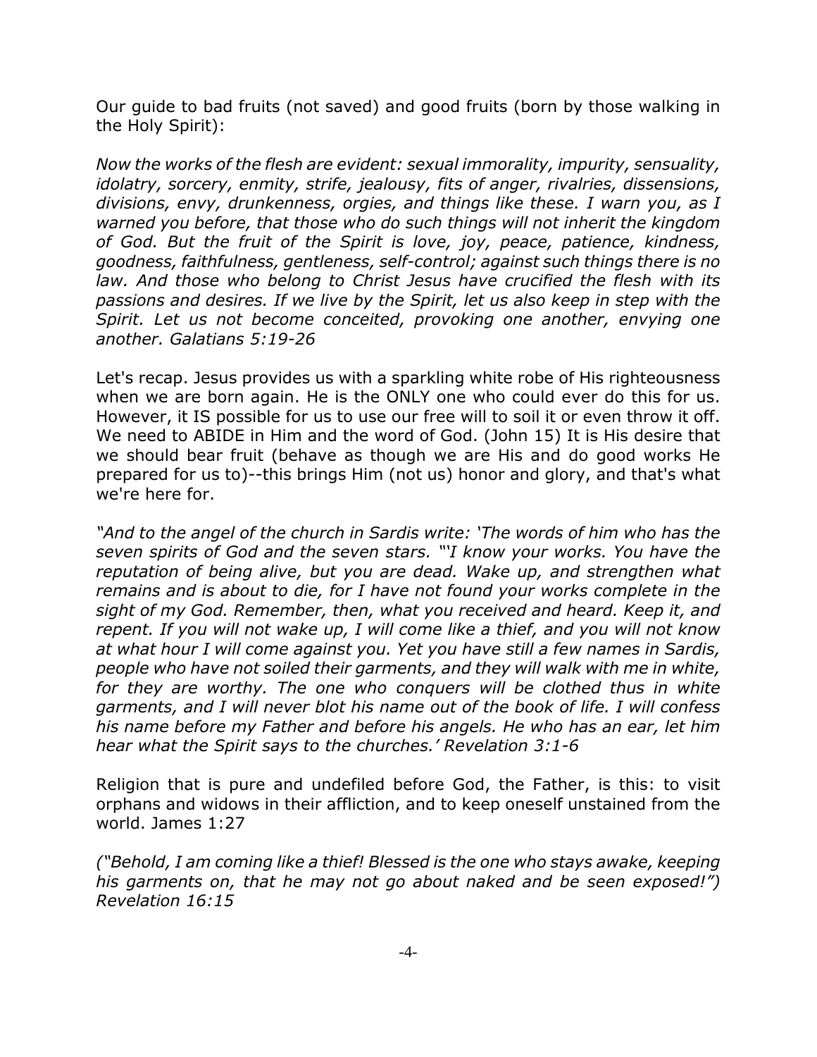Our guide to bad fruits (not saved) and good fruits (born by those walking in the Holy Spirit):

*Now the works of the flesh are evident: sexual immorality, impurity, sensuality, idolatry, sorcery, enmity, strife, jealousy, fits of anger, rivalries, dissensions, divisions, envy, drunkenness, orgies, and things like these. I warn you, as I warned you before, that those who do such things will not inherit the kingdom of God. But the fruit of the Spirit is love, joy, peace, patience, kindness, goodness, faithfulness, gentleness, self-control; against such things there is no law. And those who belong to Christ Jesus have crucified the flesh with its passions and desires. If we live by the Spirit, let us also keep in step with the Spirit. Let us not become conceited, provoking one another, envying one another. Galatians 5:19-26*

Let's recap. Jesus provides us with a sparkling white robe of His righteousness when we are born again. He is the ONLY one who could ever do this for us. However, it IS possible for us to use our free will to soil it or even throw it off. We need to ABIDE in Him and the word of God. (John 15) It is His desire that we should bear fruit (behave as though we are His and do good works He prepared for us to)--this brings Him (not us) honor and glory, and that's what we're here for.

*"And to the angel of the church in Sardis write: 'The words of him who has the seven spirits of God and the seven stars. "'I know your works. You have the reputation of being alive, but you are dead. Wake up, and strengthen what remains and is about to die, for I have not found your works complete in the sight of my God. Remember, then, what you received and heard. Keep it, and repent. If you will not wake up, I will come like a thief, and you will not know at what hour I will come against you. Yet you have still a few names in Sardis, people who have not soiled their garments, and they will walk with me in white, for they are worthy. The one who conquers will be clothed thus in white garments, and I will never blot his name out of the book of life. I will confess his name before my Father and before his angels. He who has an ear, let him hear what the Spirit says to the churches.' Revelation 3:1-6*

Religion that is pure and undefiled before God, the Father, is this: to visit orphans and widows in their affliction, and to keep oneself unstained from the world. James 1:27

*("Behold, I am coming like a thief! Blessed is the one who stays awake, keeping his garments on, that he may not go about naked and be seen exposed!") Revelation 16:15*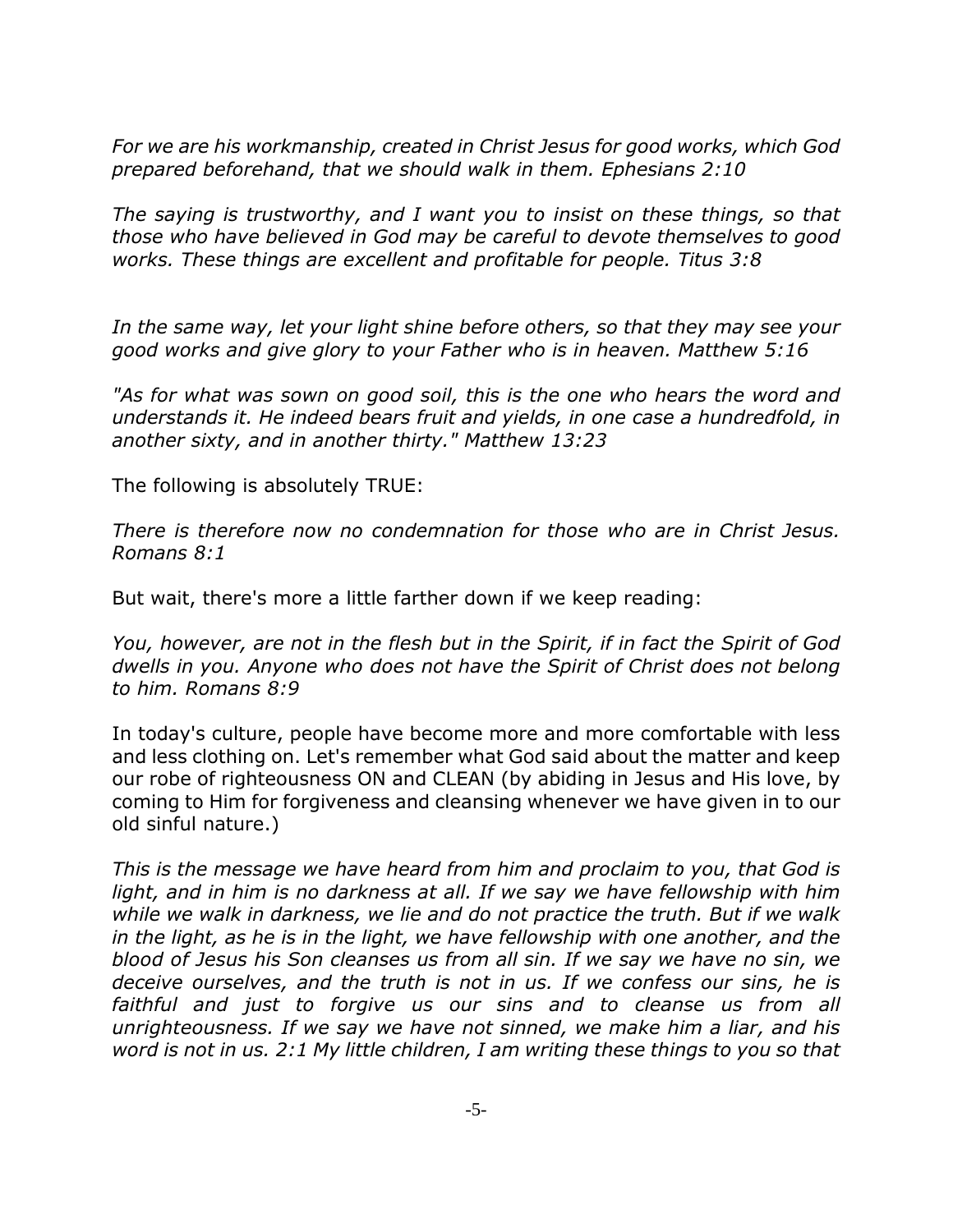*For we are his workmanship, created in Christ Jesus for good works, which God prepared beforehand, that we should walk in them. Ephesians 2:10*

*The saying is trustworthy, and I want you to insist on these things, so that those who have believed in God may be careful to devote themselves to good works. These things are excellent and profitable for people. Titus 3:8*

*In the same way, let your light shine before others, so that they may see your good works and give glory to your Father who is in heaven. Matthew 5:16*

*"As for what was sown on good soil, this is the one who hears the word and understands it. He indeed bears fruit and yields, in one case a hundredfold, in another sixty, and in another thirty." Matthew 13:23*

The following is absolutely TRUE:

*There is therefore now no condemnation for those who are in Christ Jesus. Romans 8:1*

But wait, there's more a little farther down if we keep reading:

*You, however, are not in the flesh but in the Spirit, if in fact the Spirit of God dwells in you. Anyone who does not have the Spirit of Christ does not belong to him. Romans 8:9*

In today's culture, people have become more and more comfortable with less and less clothing on. Let's remember what God said about the matter and keep our robe of righteousness ON and CLEAN (by abiding in Jesus and His love, by coming to Him for forgiveness and cleansing whenever we have given in to our old sinful nature.)

*This is the message we have heard from him and proclaim to you, that God is light, and in him is no darkness at all. If we say we have fellowship with him while we walk in darkness, we lie and do not practice the truth. But if we walk in the light, as he is in the light, we have fellowship with one another, and the blood of Jesus his Son cleanses us from all sin. If we say we have no sin, we deceive ourselves, and the truth is not in us. If we confess our sins, he is faithful and just to forgive us our sins and to cleanse us from all unrighteousness. If we say we have not sinned, we make him a liar, and his word is not in us. 2:1 My little children, I am writing these things to you so that*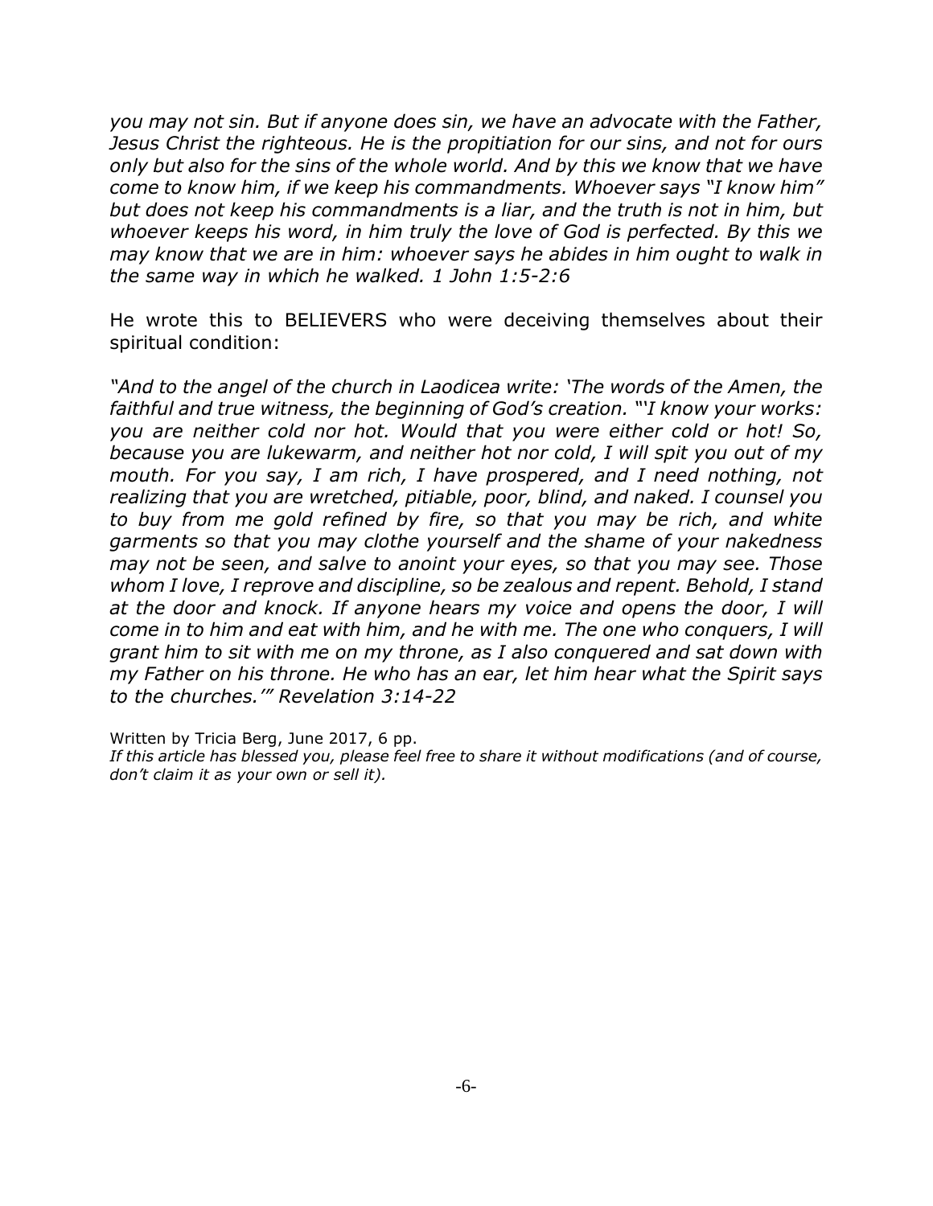*you may not sin. But if anyone does sin, we have an advocate with the Father, Jesus Christ the righteous. He is the propitiation for our sins, and not for ours only but also for the sins of the whole world. And by this we know that we have come to know him, if we keep his commandments. Whoever says "I know him" but does not keep his commandments is a liar, and the truth is not in him, but whoever keeps his word, in him truly the love of God is perfected. By this we may know that we are in him: whoever says he abides in him ought to walk in the same way in which he walked. 1 John 1:5-2:6*

He wrote this to BELIEVERS who were deceiving themselves about their spiritual condition:

*"And to the angel of the church in Laodicea write: 'The words of the Amen, the faithful and true witness, the beginning of God's creation. "'I know your works: you are neither cold nor hot. Would that you were either cold or hot! So, because you are lukewarm, and neither hot nor cold, I will spit you out of my mouth. For you say, I am rich, I have prospered, and I need nothing, not realizing that you are wretched, pitiable, poor, blind, and naked. I counsel you to buy from me gold refined by fire, so that you may be rich, and white garments so that you may clothe yourself and the shame of your nakedness may not be seen, and salve to anoint your eyes, so that you may see. Those whom I love, I reprove and discipline, so be zealous and repent. Behold, I stand at the door and knock. If anyone hears my voice and opens the door, I will come in to him and eat with him, and he with me. The one who conquers, I will grant him to sit with me on my throne, as I also conquered and sat down with my Father on his throne. He who has an ear, let him hear what the Spirit says to the churches.'" Revelation 3:14-22*

Written by Tricia Berg, June 2017, 6 pp.
*If this article has blessed you, please feel free to share it without modifications (and of course, don't claim it as your own or sell it).*